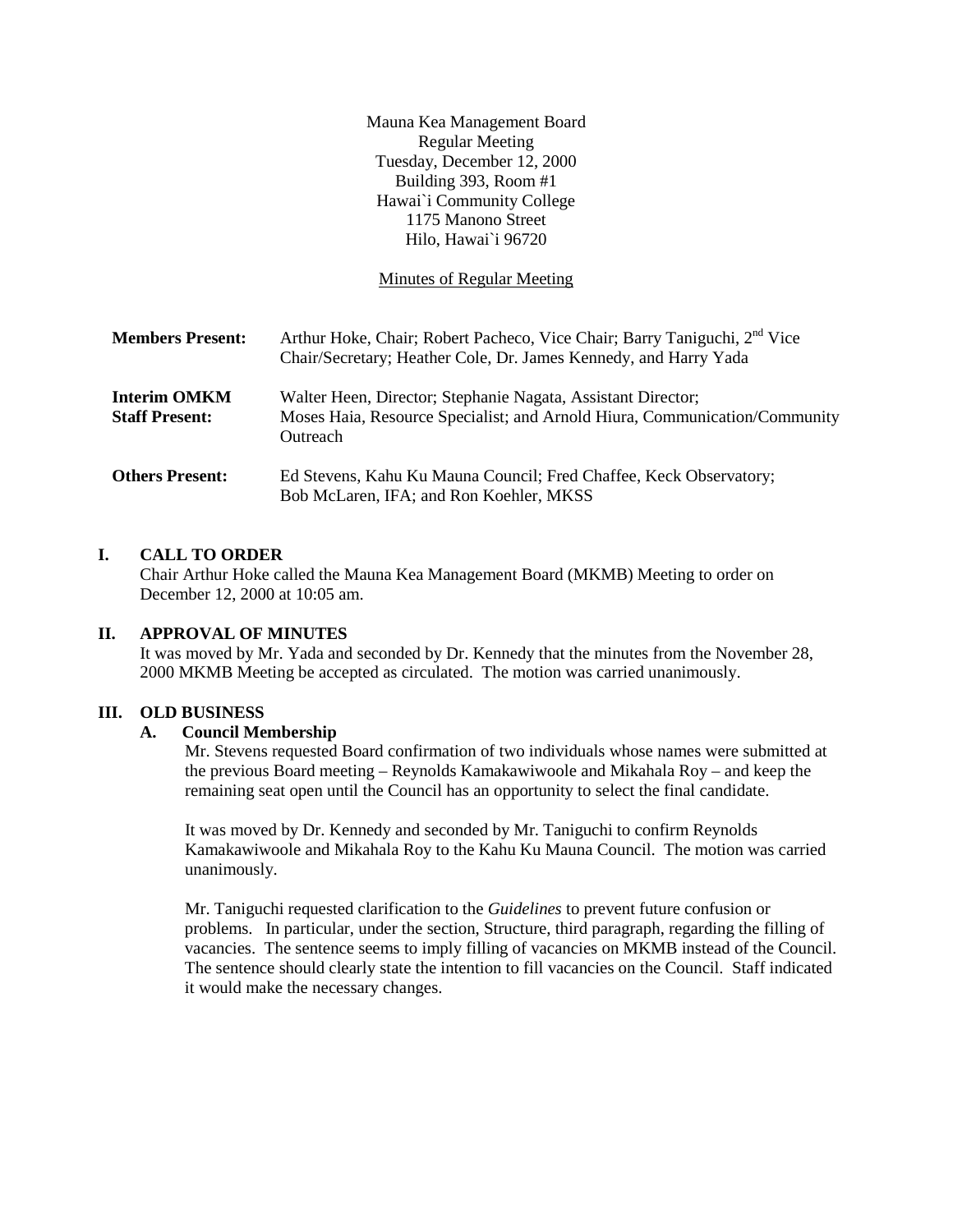Mauna Kea Management Board
Regular Meeting
Tuesday, December 12, 2000
Building 393, Room #1
Hawai`i Community College
1175 Manono Street
Hilo, Hawai`i 96720

Minutes of Regular Meeting

| | |
|---|---|
| **Members Present:** | Arthur Hoke, Chair; Robert Pacheco, Vice Chair; Barry Taniguchi, 2nd Vice Chair/Secretary; Heather Cole, Dr. James Kennedy, and Harry Yada |
| **Interim OMKM Staff Present:** | Walter Heen, Director; Stephanie Nagata, Assistant Director; Moses Haia, Resource Specialist; and Arnold Hiura, Communication/Community Outreach |
| **Others Present:** | Ed Stevens, Kahu Ku Mauna Council; Fred Chaffee, Keck Observatory; Bob McLaren, IFA; and Ron Koehler, MKSS |

## I. CALL TO ORDER

Chair Arthur Hoke called the Mauna Kea Management Board (MKMB) Meeting to order on December 12, 2000 at 10:05 am.

## II. APPROVAL OF MINUTES

It was moved by Mr. Yada and seconded by Dr. Kennedy that the minutes from the November 28, 2000 MKMB Meeting be accepted as circulated. The motion was carried unanimously.

## III. OLD BUSINESS

### A. Council Membership

Mr. Stevens requested Board confirmation of two individuals whose names were submitted at the previous Board meeting – Reynolds Kamakawiwoole and Mikahala Roy – and keep the remaining seat open until the Council has an opportunity to select the final candidate.

It was moved by Dr. Kennedy and seconded by Mr. Taniguchi to confirm Reynolds Kamakawiwoole and Mikahala Roy to the Kahu Ku Mauna Council. The motion was carried unanimously.

Mr. Taniguchi requested clarification to the *Guidelines* to prevent future confusion or problems. In particular, under the section, Structure, third paragraph, regarding the filling of vacancies. The sentence seems to imply filling of vacancies on MKMB instead of the Council. The sentence should clearly state the intention to fill vacancies on the Council. Staff indicated it would make the necessary changes.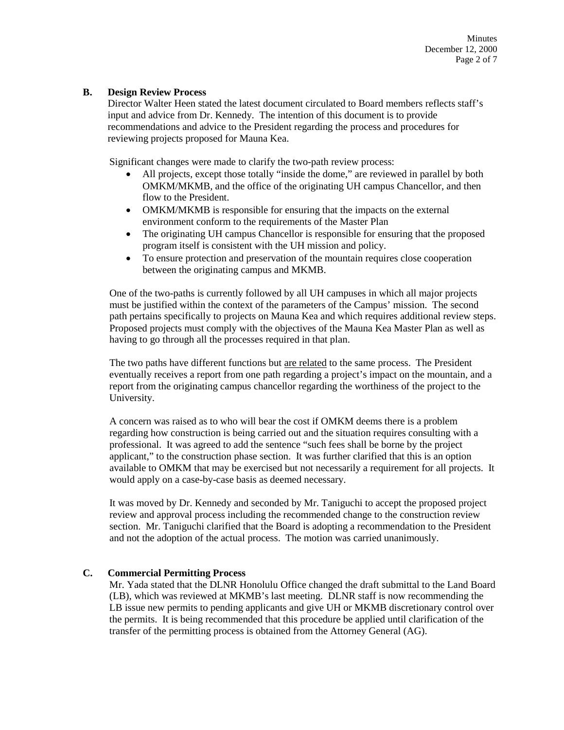## B. Design Review Process

Director Walter Heen stated the latest document circulated to Board members reflects staff's input and advice from Dr. Kennedy. The intention of this document is to provide recommendations and advice to the President regarding the process and procedures for reviewing projects proposed for Mauna Kea.

Significant changes were made to clarify the two-path review process:

- All projects, except those totally "inside the dome," are reviewed in parallel by both OMKM/MKMB, and the office of the originating UH campus Chancellor, and then flow to the President.
- OMKM/MKMB is responsible for ensuring that the impacts on the external environment conform to the requirements of the Master Plan
- The originating UH campus Chancellor is responsible for ensuring that the proposed program itself is consistent with the UH mission and policy.
- To ensure protection and preservation of the mountain requires close cooperation between the originating campus and MKMB.

One of the two-paths is currently followed by all UH campuses in which all major projects must be justified within the context of the parameters of the Campus' mission. The second path pertains specifically to projects on Mauna Kea and which requires additional review steps. Proposed projects must comply with the objectives of the Mauna Kea Master Plan as well as having to go through all the processes required in that plan.

The two paths have different functions but <u>are related</u> to the same process. The President eventually receives a report from one path regarding a project's impact on the mountain, and a report from the originating campus chancellor regarding the worthiness of the project to the University.

A concern was raised as to who will bear the cost if OMKM deems there is a problem regarding how construction is being carried out and the situation requires consulting with a professional. It was agreed to add the sentence "such fees shall be borne by the project applicant," to the construction phase section. It was further clarified that this is an option available to OMKM that may be exercised but not necessarily a requirement for all projects. It would apply on a case-by-case basis as deemed necessary.

It was moved by Dr. Kennedy and seconded by Mr. Taniguchi to accept the proposed project review and approval process including the recommended change to the construction review section. Mr. Taniguchi clarified that the Board is adopting a recommendation to the President and not the adoption of the actual process. The motion was carried unanimously.

## C. Commercial Permitting Process

Mr. Yada stated that the DLNR Honolulu Office changed the draft submittal to the Land Board (LB), which was reviewed at MKMB's last meeting. DLNR staff is now recommending the LB issue new permits to pending applicants and give UH or MKMB discretionary control over the permits. It is being recommended that this procedure be applied until clarification of the transfer of the permitting process is obtained from the Attorney General (AG).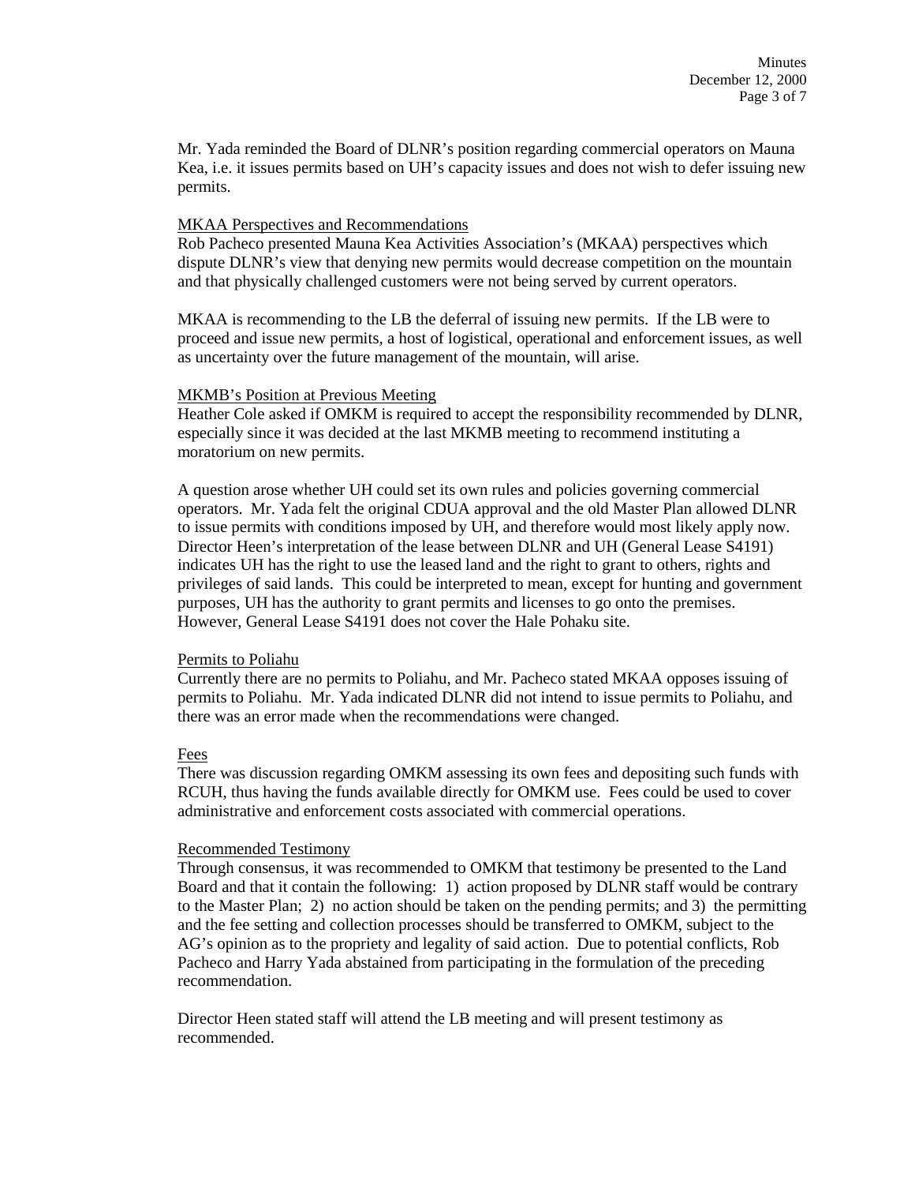Mr. Yada reminded the Board of DLNR's position regarding commercial operators on Mauna Kea, i.e. it issues permits based on UH's capacity issues and does not wish to defer issuing new permits.

<u>MKAA Perspectives and Recommendations</u>

Rob Pacheco presented Mauna Kea Activities Association's (MKAA) perspectives which dispute DLNR's view that denying new permits would decrease competition on the mountain and that physically challenged customers were not being served by current operators.

MKAA is recommending to the LB the deferral of issuing new permits. If the LB were to proceed and issue new permits, a host of logistical, operational and enforcement issues, as well as uncertainty over the future management of the mountain, will arise.

<u>MKMB's Position at Previous Meeting</u>

Heather Cole asked if OMKM is required to accept the responsibility recommended by DLNR, especially since it was decided at the last MKMB meeting to recommend instituting a moratorium on new permits.

A question arose whether UH could set its own rules and policies governing commercial operators. Mr. Yada felt the original CDUA approval and the old Master Plan allowed DLNR to issue permits with conditions imposed by UH, and therefore would most likely apply now. Director Heen's interpretation of the lease between DLNR and UH (General Lease S4191) indicates UH has the right to use the leased land and the right to grant to others, rights and privileges of said lands. This could be interpreted to mean, except for hunting and government purposes, UH has the authority to grant permits and licenses to go onto the premises. However, General Lease S4191 does not cover the Hale Pohaku site.

<u>Permits to Poliahu</u>

Currently there are no permits to Poliahu, and Mr. Pacheco stated MKAA opposes issuing of permits to Poliahu. Mr. Yada indicated DLNR did not intend to issue permits to Poliahu, and there was an error made when the recommendations were changed.

<u>Fees</u>

There was discussion regarding OMKM assessing its own fees and depositing such funds with RCUH, thus having the funds available directly for OMKM use. Fees could be used to cover administrative and enforcement costs associated with commercial operations.

<u>Recommended Testimony</u>

Through consensus, it was recommended to OMKM that testimony be presented to the Land Board and that it contain the following: 1) action proposed by DLNR staff would be contrary to the Master Plan; 2) no action should be taken on the pending permits; and 3) the permitting and the fee setting and collection processes should be transferred to OMKM, subject to the AG's opinion as to the propriety and legality of said action. Due to potential conflicts, Rob Pacheco and Harry Yada abstained from participating in the formulation of the preceding recommendation.

Director Heen stated staff will attend the LB meeting and will present testimony as recommended.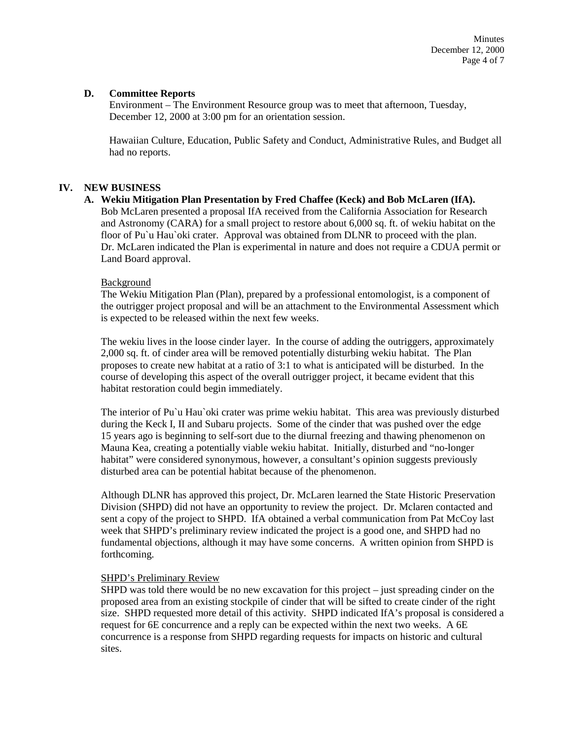**D. Committee Reports**

Environment – The Environment Resource group was to meet that afternoon, Tuesday, December 12, 2000 at 3:00 pm for an orientation session.

Hawaiian Culture, Education, Public Safety and Conduct, Administrative Rules, and Budget all had no reports.

## IV. NEW BUSINESS

**A. Wekiu Mitigation Plan Presentation by Fred Chaffee (Keck) and Bob McLaren (IfA).**

Bob McLaren presented a proposal IfA received from the California Association for Research and Astronomy (CARA) for a small project to restore about 6,000 sq. ft. of wekiu habitat on the floor of Pu`u Hau`oki crater. Approval was obtained from DLNR to proceed with the plan. Dr. McLaren indicated the Plan is experimental in nature and does not require a CDUA permit or Land Board approval.

Background

The Wekiu Mitigation Plan (Plan), prepared by a professional entomologist, is a component of the outrigger project proposal and will be an attachment to the Environmental Assessment which is expected to be released within the next few weeks.

The wekiu lives in the loose cinder layer. In the course of adding the outriggers, approximately 2,000 sq. ft. of cinder area will be removed potentially disturbing wekiu habitat. The Plan proposes to create new habitat at a ratio of 3:1 to what is anticipated will be disturbed. In the course of developing this aspect of the overall outrigger project, it became evident that this habitat restoration could begin immediately.

The interior of Pu`u Hau`oki crater was prime wekiu habitat. This area was previously disturbed during the Keck I, II and Subaru projects. Some of the cinder that was pushed over the edge 15 years ago is beginning to self-sort due to the diurnal freezing and thawing phenomenon on Mauna Kea, creating a potentially viable wekiu habitat. Initially, disturbed and "no-longer habitat" were considered synonymous, however, a consultant's opinion suggests previously disturbed area can be potential habitat because of the phenomenon.

Although DLNR has approved this project, Dr. McLaren learned the State Historic Preservation Division (SHPD) did not have an opportunity to review the project. Dr. Mclaren contacted and sent a copy of the project to SHPD. IfA obtained a verbal communication from Pat McCoy last week that SHPD's preliminary review indicated the project is a good one, and SHPD had no fundamental objections, although it may have some concerns. A written opinion from SHPD is forthcoming.

SHPD's Preliminary Review

SHPD was told there would be no new excavation for this project – just spreading cinder on the proposed area from an existing stockpile of cinder that will be sifted to create cinder of the right size. SHPD requested more detail of this activity. SHPD indicated IfA's proposal is considered a request for 6E concurrence and a reply can be expected within the next two weeks. A 6E concurrence is a response from SHPD regarding requests for impacts on historic and cultural sites.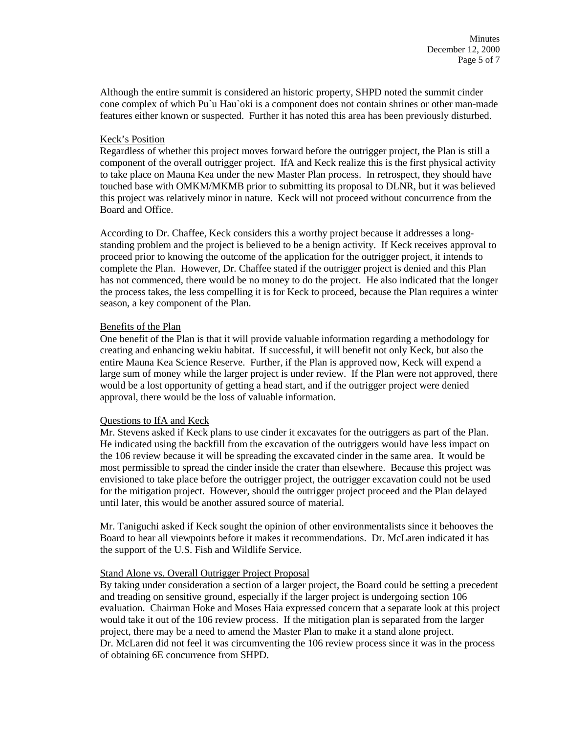Although the entire summit is considered an historic property, SHPD noted the summit cinder cone complex of which Pu`u Hau`oki is a component does not contain shrines or other man-made features either known or suspected. Further it has noted this area has been previously disturbed.

Keck's Position

Regardless of whether this project moves forward before the outrigger project, the Plan is still a component of the overall outrigger project. IfA and Keck realize this is the first physical activity to take place on Mauna Kea under the new Master Plan process. In retrospect, they should have touched base with OMKM/MKMB prior to submitting its proposal to DLNR, but it was believed this project was relatively minor in nature. Keck will not proceed without concurrence from the Board and Office.

According to Dr. Chaffee, Keck considers this a worthy project because it addresses a long-standing problem and the project is believed to be a benign activity. If Keck receives approval to proceed prior to knowing the outcome of the application for the outrigger project, it intends to complete the Plan. However, Dr. Chaffee stated if the outrigger project is denied and this Plan has not commenced, there would be no money to do the project. He also indicated that the longer the process takes, the less compelling it is for Keck to proceed, because the Plan requires a winter season, a key component of the Plan.

Benefits of the Plan

One benefit of the Plan is that it will provide valuable information regarding a methodology for creating and enhancing wekiu habitat. If successful, it will benefit not only Keck, but also the entire Mauna Kea Science Reserve. Further, if the Plan is approved now, Keck will expend a large sum of money while the larger project is under review. If the Plan were not approved, there would be a lost opportunity of getting a head start, and if the outrigger project were denied approval, there would be the loss of valuable information.

Questions to IfA and Keck

Mr. Stevens asked if Keck plans to use cinder it excavates for the outriggers as part of the Plan. He indicated using the backfill from the excavation of the outriggers would have less impact on the 106 review because it will be spreading the excavated cinder in the same area. It would be most permissible to spread the cinder inside the crater than elsewhere. Because this project was envisioned to take place before the outrigger project, the outrigger excavation could not be used for the mitigation project. However, should the outrigger project proceed and the Plan delayed until later, this would be another assured source of material.

Mr. Taniguchi asked if Keck sought the opinion of other environmentalists since it behooves the Board to hear all viewpoints before it makes it recommendations. Dr. McLaren indicated it has the support of the U.S. Fish and Wildlife Service.

Stand Alone vs. Overall Outrigger Project Proposal

By taking under consideration a section of a larger project, the Board could be setting a precedent and treading on sensitive ground, especially if the larger project is undergoing section 106 evaluation. Chairman Hoke and Moses Haia expressed concern that a separate look at this project would take it out of the 106 review process. If the mitigation plan is separated from the larger project, there may be a need to amend the Master Plan to make it a stand alone project. Dr. McLaren did not feel it was circumventing the 106 review process since it was in the process of obtaining 6E concurrence from SHPD.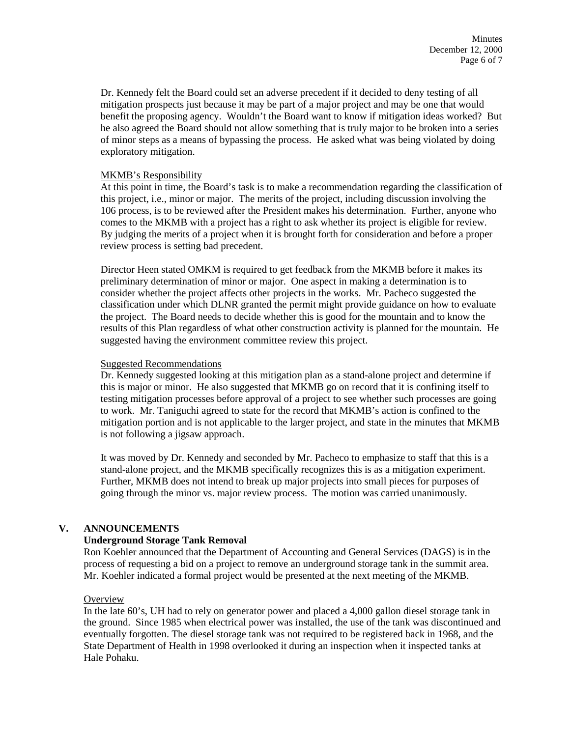Dr. Kennedy felt the Board could set an adverse precedent if it decided to deny testing of all mitigation prospects just because it may be part of a major project and may be one that would benefit the proposing agency. Wouldn't the Board want to know if mitigation ideas worked? But he also agreed the Board should not allow something that is truly major to be broken into a series of minor steps as a means of bypassing the process. He asked what was being violated by doing exploratory mitigation.

<u>MKMB's Responsibility</u>
At this point in time, the Board's task is to make a recommendation regarding the classification of this project, i.e., minor or major. The merits of the project, including discussion involving the 106 process, is to be reviewed after the President makes his determination. Further, anyone who comes to the MKMB with a project has a right to ask whether its project is eligible for review. By judging the merits of a project when it is brought forth for consideration and before a proper review process is setting bad precedent.

Director Heen stated OMKM is required to get feedback from the MKMB before it makes its preliminary determination of minor or major. One aspect in making a determination is to consider whether the project affects other projects in the works. Mr. Pacheco suggested the classification under which DLNR granted the permit might provide guidance on how to evaluate the project. The Board needs to decide whether this is good for the mountain and to know the results of this Plan regardless of what other construction activity is planned for the mountain. He suggested having the environment committee review this project.

<u>Suggested Recommendations</u>
Dr. Kennedy suggested looking at this mitigation plan as a stand-alone project and determine if this is major or minor. He also suggested that MKMB go on record that it is confining itself to testing mitigation processes before approval of a project to see whether such processes are going to work. Mr. Taniguchi agreed to state for the record that MKMB's action is confined to the mitigation portion and is not applicable to the larger project, and state in the minutes that MKMB is not following a jigsaw approach.

It was moved by Dr. Kennedy and seconded by Mr. Pacheco to emphasize to staff that this is a stand-alone project, and the MKMB specifically recognizes this is as a mitigation experiment. Further, MKMB does not intend to break up major projects into small pieces for purposes of going through the minor vs. major review process. The motion was carried unanimously.

## V. ANNOUNCEMENTS

### Underground Storage Tank Removal

Ron Koehler announced that the Department of Accounting and General Services (DAGS) is in the process of requesting a bid on a project to remove an underground storage tank in the summit area. Mr. Koehler indicated a formal project would be presented at the next meeting of the MKMB.

<u>Overview</u>
In the late 60's, UH had to rely on generator power and placed a 4,000 gallon diesel storage tank in the ground. Since 1985 when electrical power was installed, the use of the tank was discontinued and eventually forgotten. The diesel storage tank was not required to be registered back in 1968, and the State Department of Health in 1998 overlooked it during an inspection when it inspected tanks at Hale Pohaku.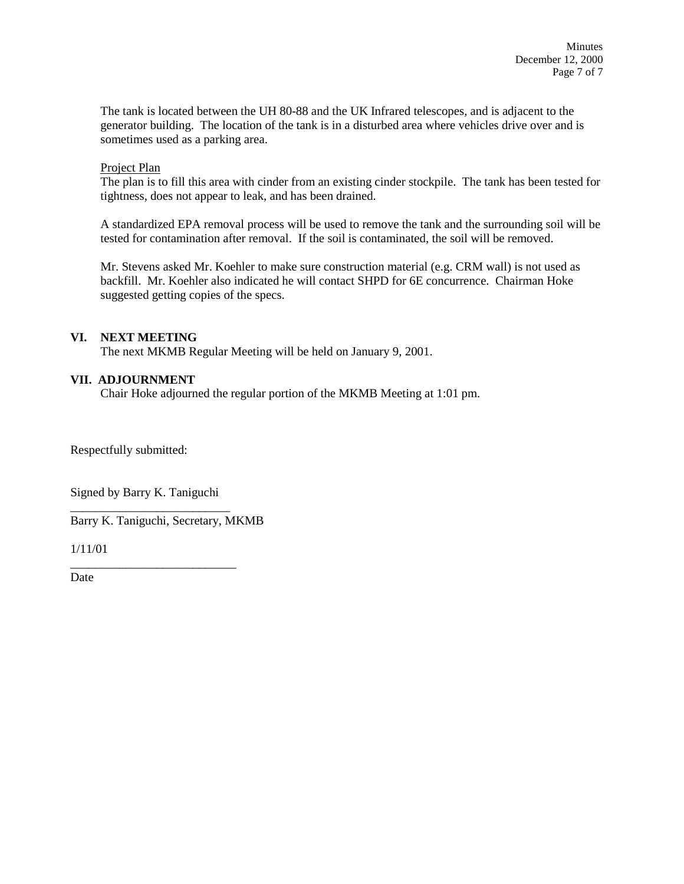The tank is located between the UH 80-88 and the UK Infrared telescopes, and is adjacent to the generator building. The location of the tank is in a disturbed area where vehicles drive over and is sometimes used as a parking area.

Project Plan

The plan is to fill this area with cinder from an existing cinder stockpile. The tank has been tested for tightness, does not appear to leak, and has been drained.

A standardized EPA removal process will be used to remove the tank and the surrounding soil will be tested for contamination after removal. If the soil is contaminated, the soil will be removed.

Mr. Stevens asked Mr. Koehler to make sure construction material (e.g. CRM wall) is not used as backfill. Mr. Koehler also indicated he will contact SHPD for 6E concurrence. Chairman Hoke suggested getting copies of the specs.

## VI. NEXT MEETING

The next MKMB Regular Meeting will be held on January 9, 2001.

## VII. ADJOURNMENT

Chair Hoke adjourned the regular portion of the MKMB Meeting at 1:01 pm.

Respectfully submitted:

Signed by Barry K. Taniguchi

___________________________

Barry K. Taniguchi, Secretary, MKMB

1/11/01

___________________________

Date